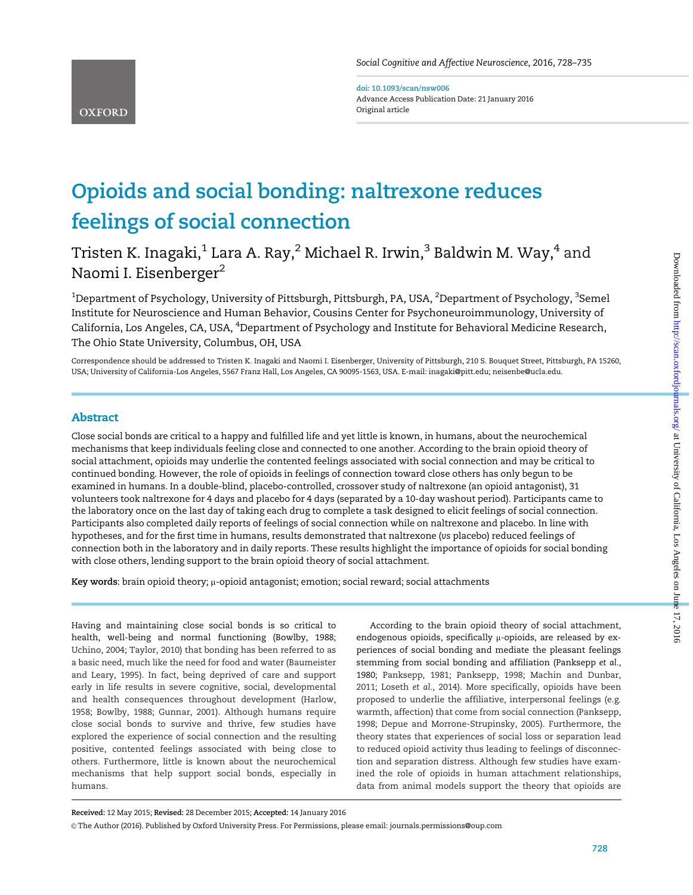# Opioids and social bonding: naltrexone reduces feelings of social connection

Tristen K. Inagaki,[1] Lara A. Ray,[2] Michael R. Irwin,[3] Baldwin M. Way,[4] and Naomi I. Eisenberger[2]

[1]Department of Psychology, University of Pittsburgh, Pittsburgh, PA, USA, [2]Department of Psychology, [3]Semel Institute for Neuroscience and Human Behavior, Cousins Center for Psychoneuroimmunology, University of California, Los Angeles, CA, USA, [4]Department of Psychology and Institute for Behavioral Medicine Research, The Ohio State University, Columbus, OH, USA

Correspondence should be addressed to Tristen K. Inagaki and Naomi I. Eisenberger, University of Pittsburgh, 210 S. Bouquet Street, Pittsburgh, PA 15260, USA; University of California-Los Angeles, 5567 Franz Hall, Los Angeles, CA 90095-1563, USA. E-mail: inagaki@pitt.edu; neisenbe@ucla.edu.

doi: 10.1093/scan/nsw006
Advance Access Publication Date: 21 January 2016
Original article

## Abstract

Close social bonds are critical to a happy and fulfilled life and yet little is known, in humans, about the neurochemical mechanisms that keep individuals feeling close and connected to one another. According to the brain opioid theory of social attachment, opioids may underlie the contented feelings associated with social connection and may be critical to continued bonding. However, the role of opioids in feelings of connection toward close others has only begun to be examined in humans. In a double-blind, placebo-controlled, crossover study of naltrexone (an opioid antagonist), 31 volunteers took naltrexone for 4 days and placebo for 4 days (separated by a 10-day washout period). Participants came to the laboratory once on the last day of taking each drug to complete a task designed to elicit feelings of social connection. Participants also completed daily reports of feelings of social connection while on naltrexone and placebo. In line with hypotheses, and for the first time in humans, results demonstrated that naltrexone (*vs* placebo) reduced feelings of connection both in the laboratory and in daily reports. These results highlight the importance of opioids for social bonding with close others, lending support to the brain opioid theory of social attachment.

**Key words**: brain opioid theory; μ-opioid antagonist; emotion; social reward; social attachments

Having and maintaining close social bonds is so critical to health, well-being and normal functioning (Bowlby, 1988; Uchino, 2004; Taylor, 2010) that bonding has been referred to as a basic need, much like the need for food and water (Baumeister and Leary, 1995). In fact, being deprived of care and support early in life results in severe cognitive, social, developmental and health consequences throughout development (Harlow, 1958; Bowlby, 1988; Gunnar, 2001). Although humans require close social bonds to survive and thrive, few studies have explored the experience of social connection and the resulting positive, contented feelings associated with being close to others. Furthermore, little is known about the neurochemical mechanisms that help support social bonds, especially in humans.

According to the brain opioid theory of social attachment, endogenous opioids, specifically μ-opioids, are released by experiences of social bonding and mediate the pleasant feelings stemming from social bonding and affiliation (Panksepp *et al.*, 1980; Panksepp, 1981; Panksepp, 1998; Machin and Dunbar, 2011; Loseth *et al.*, 2014). More specifically, opioids have been proposed to underlie the affiliative, interpersonal feelings (e.g. warmth, affection) that come from social connection (Panksepp, 1998; Depue and Morrone-Strupinsky, 2005). Furthermore, the theory states that experiences of social loss or separation lead to reduced opioid activity thus leading to feelings of disconnection and separation distress. Although few studies have examined the role of opioids in human attachment relationships, data from animal models support the theory that opioids are

**Received:** 12 May 2015; **Revised:** 28 December 2015; **Accepted:** 14 January 2016

© The Author (2016). Published by Oxford University Press. For Permissions, please email: journals.permissions@oup.com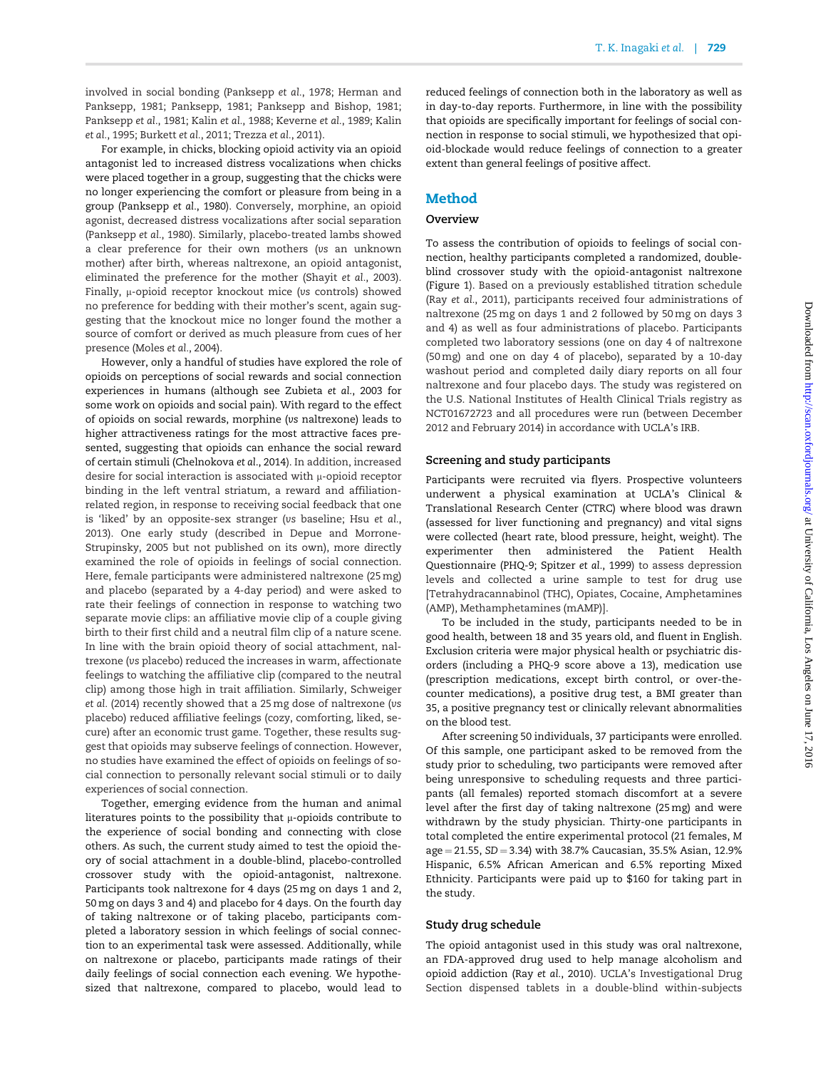involved in social bonding (Panksepp et al., 1978; Herman and Panksepp, 1981; Panksepp, 1981; Panksepp and Bishop, 1981; Panksepp et al., 1981; Kalin et al., 1988; Keverne et al., 1989; Kalin et al., 1995; Burkett et al., 2011; Trezza et al., 2011).

For example, in chicks, blocking opioid activity via an opioid antagonist led to increased distress vocalizations when chicks were placed together in a group, suggesting that the chicks were no longer experiencing the comfort or pleasure from being in a group (Panksepp et al., 1980). Conversely, morphine, an opioid agonist, decreased distress vocalizations after social separation (Panksepp et al., 1980). Similarly, placebo-treated lambs showed a clear preference for their own mothers (vs an unknown mother) after birth, whereas naltrexone, an opioid antagonist, eliminated the preference for the mother (Shayit et al., 2003). Finally, μ-opioid receptor knockout mice (vs controls) showed no preference for bedding with their mother's scent, again suggesting that the knockout mice no longer found the mother a source of comfort or derived as much pleasure from cues of her presence (Moles et al., 2004).

However, only a handful of studies have explored the role of opioids on perceptions of social rewards and social connection experiences in humans (although see Zubieta et al., 2003 for some work on opioids and social pain). With regard to the effect of opioids on social rewards, morphine (vs naltrexone) leads to higher attractiveness ratings for the most attractive faces presented, suggesting that opioids can enhance the social reward of certain stimuli (Chelnokova et al., 2014). In addition, increased desire for social interaction is associated with μ-opioid receptor binding in the left ventral striatum, a reward and affiliation-related region, in response to receiving social feedback that one is 'liked' by an opposite-sex stranger (vs baseline; Hsu et al., 2013). One early study (described in Depue and Morrone-Strupinsky, 2005 but not published on its own), more directly examined the role of opioids in feelings of social connection. Here, female participants were administered naltrexone (25 mg) and placebo (separated by a 4-day period) and were asked to rate their feelings of connection in response to watching two separate movie clips: an affiliative movie clip of a couple giving birth to their first child and a neutral film clip of a nature scene. In line with the brain opioid theory of social attachment, naltrexone (vs placebo) reduced the increases in warm, affectionate feelings to watching the affiliative clip (compared to the neutral clip) among those high in trait affiliation. Similarly, Schweiger et al. (2014) recently showed that a 25 mg dose of naltrexone (vs placebo) reduced affiliative feelings (cozy, comforting, liked, secure) after an economic trust game. Together, these results suggest that opioids may subserve feelings of connection. However, no studies have examined the effect of opioids on feelings of social connection to personally relevant social stimuli or to daily experiences of social connection.

Together, emerging evidence from the human and animal literatures points to the possibility that μ-opioids contribute to the experience of social bonding and connecting with close others. As such, the current study aimed to test the opioid theory of social attachment in a double-blind, placebo-controlled crossover study with the opioid-antagonist, naltrexone. Participants took naltrexone for 4 days (25 mg on days 1 and 2, 50 mg on days 3 and 4) and placebo for 4 days. On the fourth day of taking naltrexone or of taking placebo, participants completed a laboratory session in which feelings of social connection to an experimental task were assessed. Additionally, while on naltrexone or placebo, participants made ratings of their daily feelings of social connection each evening. We hypothesized that naltrexone, compared to placebo, would lead to reduced feelings of connection both in the laboratory as well as in day-to-day reports. Furthermore, in line with the possibility that opioids are specifically important for feelings of social connection in response to social stimuli, we hypothesized that opioid-blockade would reduce feelings of connection to a greater extent than general feelings of positive affect.

## Method

### Overview

To assess the contribution of opioids to feelings of social connection, healthy participants completed a randomized, double-blind crossover study with the opioid-antagonist naltrexone (Figure 1). Based on a previously established titration schedule (Ray et al., 2011), participants received four administrations of naltrexone (25 mg on days 1 and 2 followed by 50 mg on days 3 and 4) as well as four administrations of placebo. Participants completed two laboratory sessions (one on day 4 of naltrexone (50 mg) and one on day 4 of placebo), separated by a 10-day washout period and completed daily diary reports on all four naltrexone and four placebo days. The study was registered on the U.S. National Institutes of Health Clinical Trials registry as NCT01672723 and all procedures were run (between December 2012 and February 2014) in accordance with UCLA's IRB.

### Screening and study participants

Participants were recruited via flyers. Prospective volunteers underwent a physical examination at UCLA's Clinical & Translational Research Center (CTRC) where blood was drawn (assessed for liver functioning and pregnancy) and vital signs were collected (heart rate, blood pressure, height, weight). The experimenter then administered the Patient Health Questionnaire (PHQ-9; Spitzer et al., 1999) to assess depression levels and collected a urine sample to test for drug use [Tetrahydracannabinol (THC), Opiates, Cocaine, Amphetamines (AMP), Methamphetamines (mAMP)].

To be included in the study, participants needed to be in good health, between 18 and 35 years old, and fluent in English. Exclusion criteria were major physical health or psychiatric disorders (including a PHQ-9 score above a 13), medication use (prescription medications, except birth control, or over-the-counter medications), a positive drug test, a BMI greater than 35, a positive pregnancy test or clinically relevant abnormalities on the blood test.

After screening 50 individuals, 37 participants were enrolled. Of this sample, one participant asked to be removed from the study prior to scheduling, two participants were removed after being unresponsive to scheduling requests and three participants (all females) reported stomach discomfort at a severe level after the first day of taking naltrexone (25 mg) and were withdrawn by the study physician. Thirty-one participants in total completed the entire experimental protocol (21 females, M age = 21.55, SD = 3.34) with 38.7% Caucasian, 35.5% Asian, 12.9% Hispanic, 6.5% African American and 6.5% reporting Mixed Ethnicity. Participants were paid up to $160 for taking part in the study.

### Study drug schedule

The opioid antagonist used in this study was oral naltrexone, an FDA-approved drug used to help manage alcoholism and opioid addiction (Ray et al., 2010). UCLA's Investigational Drug Section dispensed tablets in a double-blind within-subjects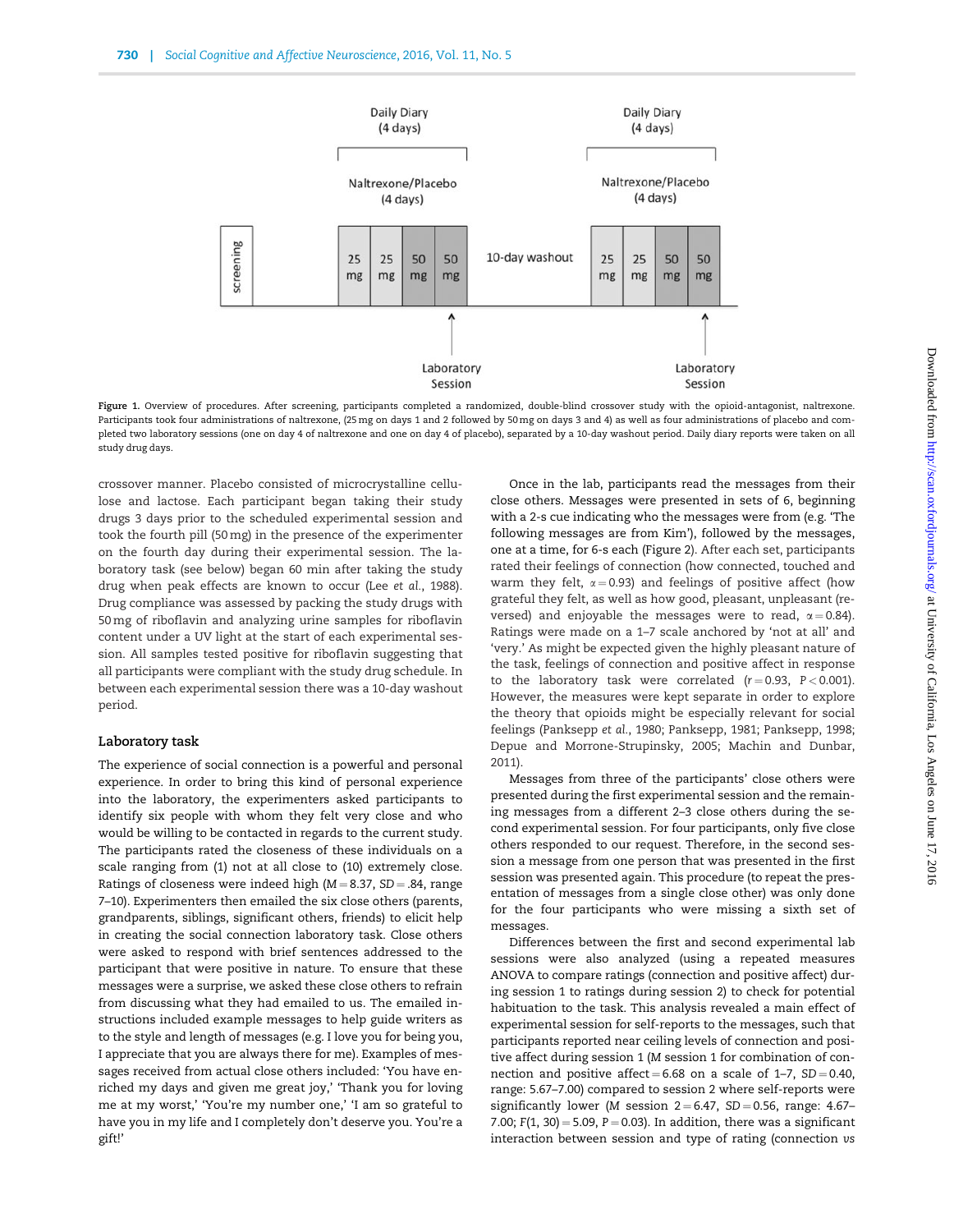Figure 1. Overview of procedures. After screening, participants completed a randomized, double-blind crossover study with the opioid-antagonist, naltrexone. Participants took four administrations of naltrexone, (25 mg on days 1 and 2 followed by 50 mg on days 3 and 4) as well as four administrations of placebo and completed two laboratory sessions (one on day 4 of naltrexone and one on day 4 of placebo), separated by a 10-day washout period. Daily diary reports were taken on all study drug days.

crossover manner. Placebo consisted of microcrystalline cellulose and lactose. Each participant began taking their study drugs 3 days prior to the scheduled experimental session and took the fourth pill (50 mg) in the presence of the experimenter on the fourth day during their experimental session. The laboratory task (see below) began 60 min after taking the study drug when peak effects are known to occur (Lee *et al.*, 1988). Drug compliance was assessed by packing the study drugs with 50 mg of riboflavin and analyzing urine samples for riboflavin content under a UV light at the start of each experimental session. All samples tested positive for riboflavin suggesting that all participants were compliant with the study drug schedule. In between each experimental session there was a 10-day washout period.

## Laboratory task

The experience of social connection is a powerful and personal experience. In order to bring this kind of personal experience into the laboratory, the experimenters asked participants to identify six people with whom they felt very close and who would be willing to be contacted in regards to the current study. The participants rated the closeness of these individuals on a scale ranging from (1) not at all close to (10) extremely close. Ratings of closeness were indeed high ($M = 8.37$, $SD = .84$, range 7–10). Experimenters then emailed the six close others (parents, grandparents, siblings, significant others, friends) to elicit help in creating the social connection laboratory task. Close others were asked to respond with brief sentences addressed to the participant that were positive in nature. To ensure that these messages were a surprise, we asked these close others to refrain from discussing what they had emailed to us. The emailed instructions included example messages to help guide writers as to the style and length of messages (e.g. I love you for being you, I appreciate that you are always there for me). Examples of messages received from actual close others included: 'You have enriched my days and given me great joy,' 'Thank you for loving me at my worst,' 'You're my number one,' 'I am so grateful to have you in my life and I completely don't deserve you. You're a gift!'

Once in the lab, participants read the messages from their close others. Messages were presented in sets of 6, beginning with a 2-s cue indicating who the messages were from (e.g. 'The following messages are from Kim'), followed by the messages, one at a time, for 6-s each (Figure 2). After each set, participants rated their feelings of connection (how connected, touched and warm they felt, $\alpha = 0.93$) and feelings of positive affect (how grateful they felt, as well as how good, pleasant, unpleasant (reversed) and enjoyable the messages were to read, $\alpha = 0.84$). Ratings were made on a 1–7 scale anchored by 'not at all' and 'very.' As might be expected given the highly pleasant nature of the task, feelings of connection and positive affect in response to the laboratory task were correlated ($r = 0.93$, $P < 0.001$). However, the measures were kept separate in order to explore the theory that opioids might be especially relevant for social feelings (Panksepp *et al.*, 1980; Panksepp, 1981; Panksepp, 1998; Depue and Morrone-Strupinsky, 2005; Machin and Dunbar, 2011).

Messages from three of the participants' close others were presented during the first experimental session and the remaining messages from a different 2–3 close others during the second experimental session. For four participants, only five close others responded to our request. Therefore, in the second session a message from one person that was presented in the first session was presented again. This procedure (to repeat the presentation of messages from a single close other) was only done for the four participants who were missing a sixth set of messages.

Differences between the first and second experimental lab sessions were also analyzed (using a repeated measures ANOVA to compare ratings (connection and positive affect) during session 1 to ratings during session 2) to check for potential habituation to the task. This analysis revealed a main effect of experimental session for self-reports to the messages, such that participants reported near ceiling levels of connection and positive affect during session 1 ($M$ session 1 for combination of connection and positive affect $= 6.68$ on a scale of 1–7, $SD = 0.40$, range: 5.67–7.00) compared to session 2 where self-reports were significantly lower ($M$ session $2 = 6.47$, $SD = 0.56$, range: 4.67–7.00; $F(1, 30) = 5.09$, $P = 0.03$). In addition, there was a significant interaction between session and type of rating (connection *vs*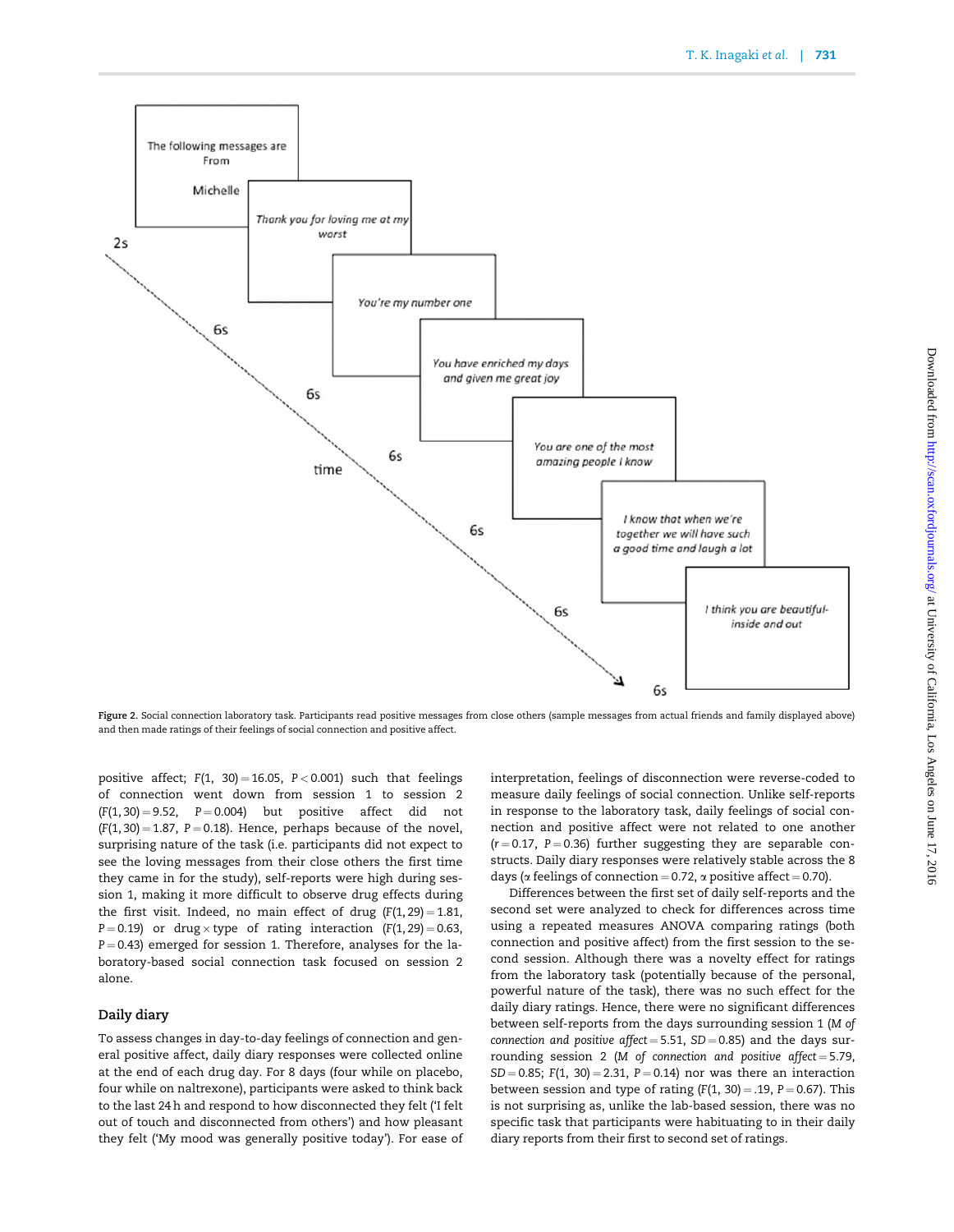Figure 2. Social connection laboratory task. Participants read positive messages from close others (sample messages from actual friends and family displayed above) and then made ratings of their feelings of social connection and positive affect.

positive affect; $F(1, 30) = 16.05$, $P < 0.001$) such that feelings of connection went down from session 1 to session 2 ($F(1, 30) = 9.52$, $P = 0.004$) but positive affect did not ($F(1, 30) = 1.87$, $P = 0.18$). Hence, perhaps because of the novel, surprising nature of the task (i.e. participants did not expect to see the loving messages from their close others the first time they came in for the study), self-reports were high during session 1, making it more difficult to observe drug effects during the first visit. Indeed, no main effect of drug ($F(1, 29) = 1.81$, $P = 0.19$) or drug × type of rating interaction ($F(1, 29) = 0.63$, $P = 0.43$) emerged for session 1. Therefore, analyses for the laboratory-based social connection task focused on session 2 alone.

## Daily diary

To assess changes in day-to-day feelings of connection and general positive affect, daily diary responses were collected online at the end of each drug day. For 8 days (four while on placebo, four while on naltrexone), participants were asked to think back to the last 24 h and respond to how disconnected they felt ('I felt out of touch and disconnected from others') and how pleasant they felt ('My mood was generally positive today'). For ease of interpretation, feelings of disconnection were reverse-coded to measure daily feelings of social connection. Unlike self-reports in response to the laboratory task, daily feelings of social connection and positive affect were not related to one another ($r = 0.17$, $P = 0.36$) further suggesting they are separable constructs. Daily diary responses were relatively stable across the 8 days (α feelings of connection = 0.72, α positive affect = 0.70).

Differences between the first set of daily self-reports and the second set were analyzed to check for differences across time using a repeated measures ANOVA comparing ratings (both connection and positive affect) from the first session to the second session. Although there was a novelty effect for ratings from the laboratory task (potentially because of the personal, powerful nature of the task), there was no such effect for the daily diary ratings. Hence, there were no significant differences between self-reports from the days surrounding session 1 (*M of connection and positive affect* = 5.51, $SD = 0.85$) and the days surrounding session 2 (*M of connection and positive affect* = 5.79, $SD = 0.85$; $F(1, 30) = 2.31$, $P = 0.14$) nor was there an interaction between session and type of rating ($F(1, 30) = .19$, $P = 0.67$). This is not surprising as, unlike the lab-based session, there was no specific task that participants were habituating to in their daily diary reports from their first to second set of ratings.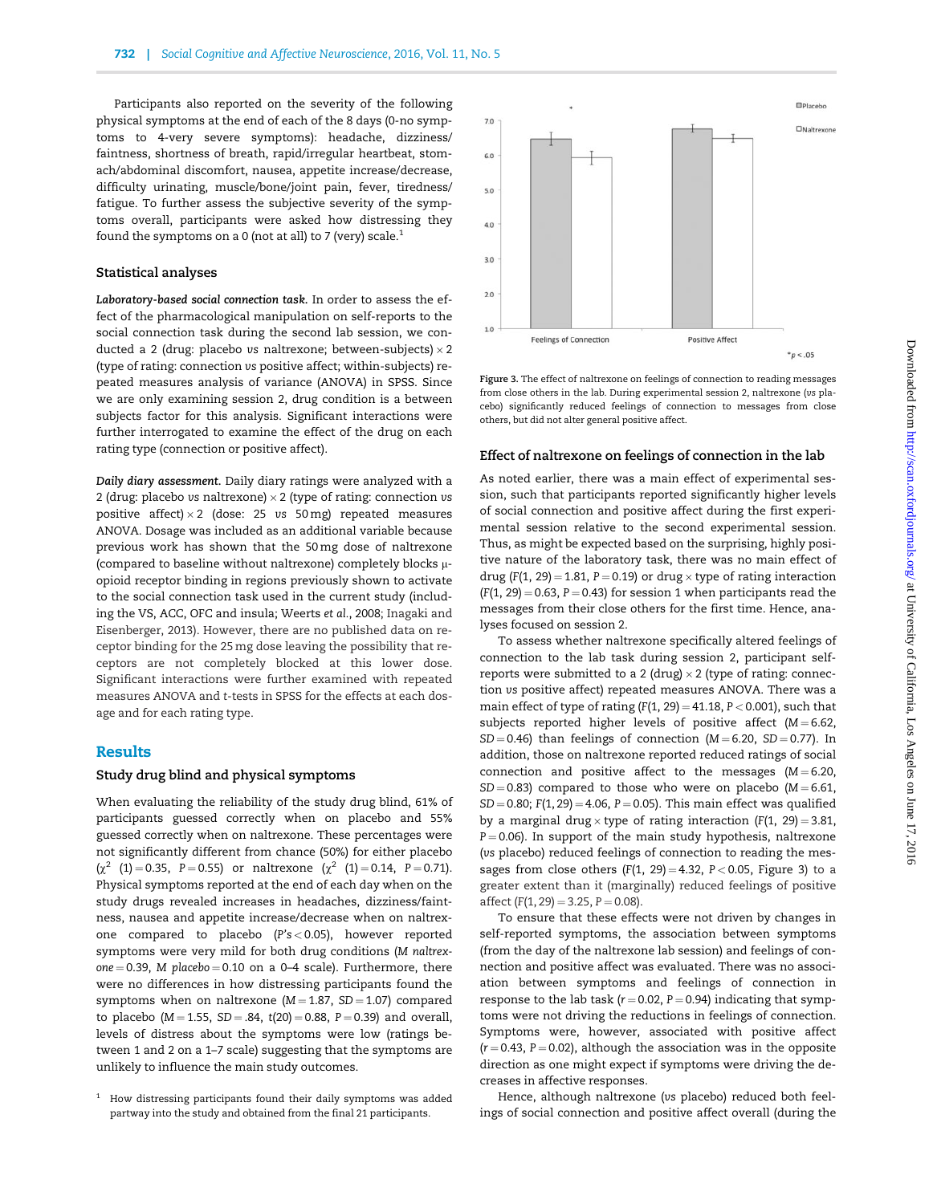Participants also reported on the severity of the following physical symptoms at the end of each of the 8 days (0-no symptoms to 4-very severe symptoms): headache, dizziness/faintness, shortness of breath, rapid/irregular heartbeat, stomach/abdominal discomfort, nausea, appetite increase/decrease, difficulty urinating, muscle/bone/joint pain, fever, tiredness/fatigue. To further assess the subjective severity of the symptoms overall, participants were asked how distressing they found the symptoms on a 0 (not at all) to 7 (very) scale.[1]

### Statistical analyses

*Laboratory-based social connection task.* In order to assess the effect of the pharmacological manipulation on self-reports to the social connection task during the second lab session, we conducted a 2 (drug: placebo *vs* naltrexone; between-subjects) × 2 (type of rating: connection *vs* positive affect; within-subjects) repeated measures analysis of variance (ANOVA) in SPSS. Since we are only examining session 2, drug condition is a between subjects factor for this analysis. Significant interactions were further interrogated to examine the effect of the drug on each rating type (connection or positive affect).

*Daily diary assessment.* Daily diary ratings were analyzed with a 2 (drug: placebo *vs* naltrexone) × 2 (type of rating: connection *vs* positive affect) × 2 (dose: 25 *vs* 50 mg) repeated measures ANOVA. Dosage was included as an additional variable because previous work has shown that the 50 mg dose of naltrexone (compared to baseline without naltrexone) completely blocks μ-opioid receptor binding in regions previously shown to activate to the social connection task used in the current study (including the VS, ACC, OFC and insula; Weerts *et al.*, 2008; Inagaki and Eisenberger, 2013). However, there are no published data on receptor binding for the 25 mg dose leaving the possibility that receptors are not completely blocked at this lower dose. Significant interactions were further examined with repeated measures ANOVA and t-tests in SPSS for the effects at each dosage and for each rating type.

## Results

### Study drug blind and physical symptoms

When evaluating the reliability of the study drug blind, 61% of participants guessed correctly when on placebo and 55% guessed correctly when on naltrexone. These percentages were not significantly different from chance (50%) for either placebo ($\chi^2$ (1) = 0.35, $P = 0.55$) or naltrexone ($\chi^2$ (1) = 0.14, $P = 0.71$). Physical symptoms reported at the end of each day when on the study drugs revealed increases in headaches, dizziness/faintness, nausea and appetite increase/decrease when on naltrexone compared to placebo ($P$'s < 0.05), however reported symptoms were very mild for both drug conditions (*M naltrexone* = 0.39, *M placebo* = 0.10 on a 0–4 scale). Furthermore, there were no differences in how distressing participants found the symptoms when on naltrexone (M = 1.87, SD = 1.07) compared to placebo (M = 1.55, SD = .84, $t(20) = 0.88$, $P = 0.39$) and overall, levels of distress about the symptoms were low (ratings between 1 and 2 on a 1–7 scale) suggesting that the symptoms are unlikely to influence the main study outcomes.

[1] How distressing participants found their daily symptoms was added partway into the study and obtained from the final 21 participants.

Figure 3. The effect of naltrexone on feelings of connection to reading messages from close others in the lab. During experimental session 2, naltrexone (*vs* placebo) significantly reduced feelings of connection to messages from close others, but did not alter general positive affect.

### Effect of naltrexone on feelings of connection in the lab

As noted earlier, there was a main effect of experimental session, such that participants reported significantly higher levels of social connection and positive affect during the first experimental session relative to the second experimental session. Thus, as might be expected based on the surprising, highly positive nature of the laboratory task, there was no main effect of drug ($F(1, 29) = 1.81$, $P = 0.19$) or drug × type of rating interaction ($F(1, 29) = 0.63$, $P = 0.43$) for session 1 when participants read the messages from their close others for the first time. Hence, analyses focused on session 2.

To assess whether naltrexone specifically altered feelings of connection to the lab task during session 2, participant self-reports were submitted to a 2 (drug) × 2 (type of rating: connection *vs* positive affect) repeated measures ANOVA. There was a main effect of type of rating ($F(1, 29) = 41.18$, $P < 0.001$), such that subjects reported higher levels of positive affect (M = 6.62, SD = 0.46) than feelings of connection (M = 6.20, SD = 0.77). In addition, those on naltrexone reported reduced ratings of social connection and positive affect to the messages (M = 6.20, SD = 0.83) compared to those who were on placebo (M = 6.61, SD = 0.80; $F(1, 29) = 4.06$, $P = 0.05$). This main effect was qualified by a marginal drug × type of rating interaction ($F(1, 29) = 3.81$, $P = 0.06$). In support of the main study hypothesis, naltrexone (*vs* placebo) reduced feelings of connection to reading the messages from close others ($F(1, 29) = 4.32$, $P < 0.05$, Figure 3) to a greater extent than it (marginally) reduced feelings of positive affect ($F(1, 29) = 3.25$, $P = 0.08$).

To ensure that these effects were not driven by changes in self-reported symptoms, the association between symptoms (from the day of the naltrexone lab session) and feelings of connection and positive affect was evaluated. There was no association between symptoms and feelings of connection in response to the lab task ($r = 0.02$, $P = 0.94$) indicating that symptoms were not driving the reductions in feelings of connection. Symptoms were, however, associated with positive affect ($r = 0.43$, $P = 0.02$), although the association was in the opposite direction as one might expect if symptoms were driving the decreases in affective responses.

Hence, although naltrexone (*vs* placebo) reduced both feelings of social connection and positive affect overall (during the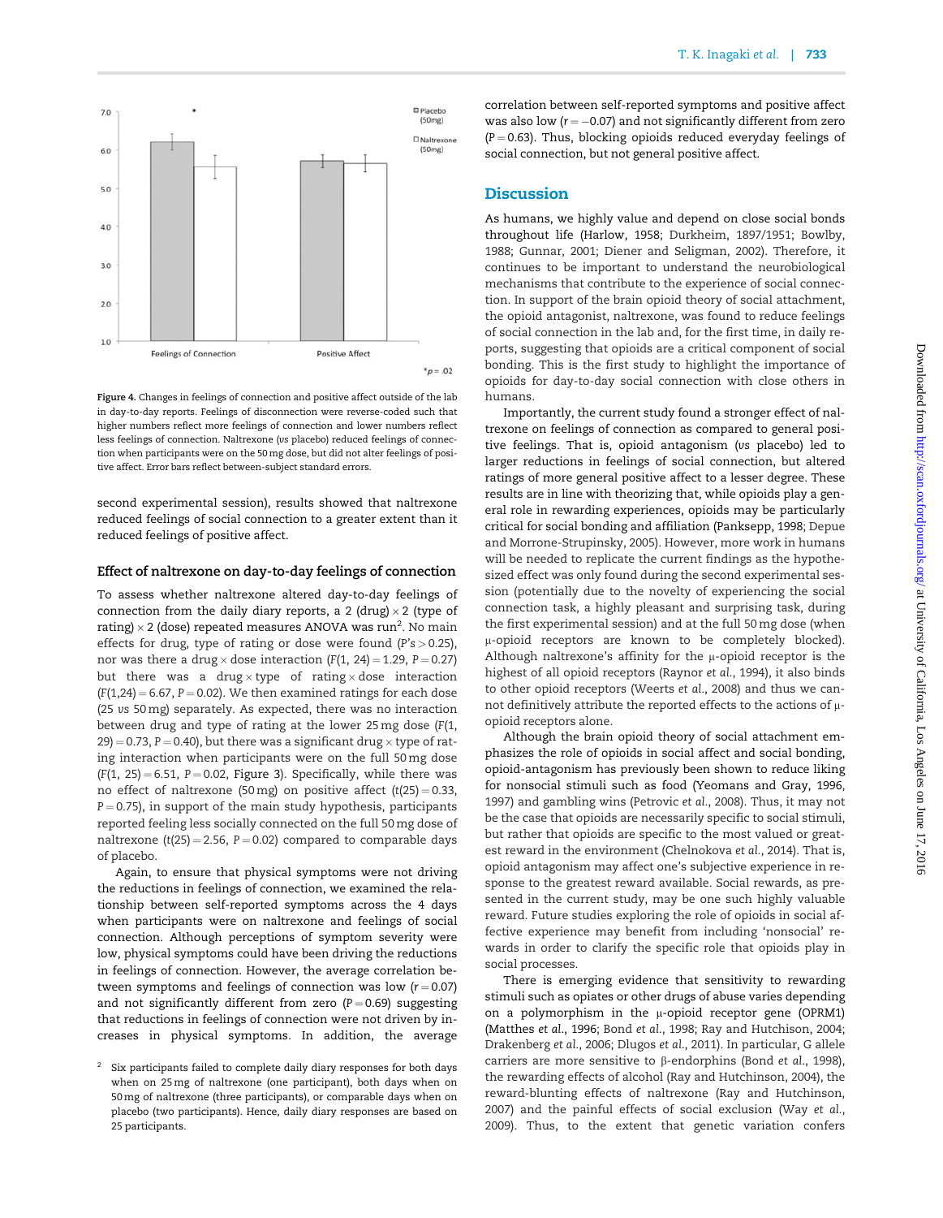Figure 4. Changes in feelings of connection and positive affect outside of the lab in day-to-day reports. Feelings of disconnection were reverse-coded such that higher numbers reflect more feelings of connection and lower numbers reflect less feelings of connection. Naltrexone (*vs* placebo) reduced feelings of connection when participants were on the 50 mg dose, but did not alter feelings of positive affect. Error bars reflect between-subject standard errors.

second experimental session), results showed that naltrexone reduced feelings of social connection to a greater extent than it reduced feelings of positive affect.

### Effect of naltrexone on day-to-day feelings of connection

To assess whether naltrexone altered day-to-day feelings of connection from the daily diary reports, a 2 (drug) × 2 (type of rating) × 2 (dose) repeated measures ANOVA was run[2]. No main effects for drug, type of rating or dose were found ($P$'s > 0.25), nor was there a drug × dose interaction ($F(1, 24) = 1.29$, $P = 0.27$) but there was a drug × type of rating × dose interaction ($F(1,24) = 6.67$, $P = 0.02$). We then examined ratings for each dose (25 *vs* 50 mg) separately. As expected, there was no interaction between drug and type of rating at the lower 25 mg dose ($F(1, 29) = 0.73$, $P = 0.40$), but there was a significant drug × type of rating interaction when participants were on the full 50 mg dose ($F(1, 25) = 6.51$, $P = 0.02$, Figure 3). Specifically, while there was no effect of naltrexone (50 mg) on positive affect ($t(25) = 0.33$, $P = 0.75$), in support of the main study hypothesis, participants reported feeling less socially connected on the full 50 mg dose of naltrexone ($t(25) = 2.56$, $P = 0.02$) compared to comparable days of placebo.

Again, to ensure that physical symptoms were not driving the reductions in feelings of connection, we examined the relationship between self-reported symptoms across the 4 days when participants were on naltrexone and feelings of social connection. Although perceptions of symptom severity were low, physical symptoms could have been driving the reductions in feelings of connection. However, the average correlation between symptoms and feelings of connection was low ($r = 0.07$) and not significantly different from zero ($P = 0.69$) suggesting that reductions in feelings of connection were not driven by increases in physical symptoms. In addition, the average correlation between self-reported symptoms and positive affect was also low ($r = -0.07$) and not significantly different from zero ($P = 0.63$). Thus, blocking opioids reduced everyday feelings of social connection, but not general positive affect.

[2] Six participants failed to complete daily diary responses for both days when on 25 mg of naltrexone (one participant), both days when on 50 mg of naltrexone (three participants), or comparable days when on placebo (two participants). Hence, daily diary responses are based on 25 participants.

## Discussion

As humans, we highly value and depend on close social bonds throughout life (Harlow, 1958; Durkheim, 1897/1951; Bowlby, 1988; Gunnar, 2001; Diener and Seligman, 2002). Therefore, it continues to be important to understand the neurobiological mechanisms that contribute to the experience of social connection. In support of the brain opioid theory of social attachment, the opioid antagonist, naltrexone, was found to reduce feelings of social connection in the lab and, for the first time, in daily reports, suggesting that opioids are a critical component of social bonding. This is the first study to highlight the importance of opioids for day-to-day social connection with close others in humans.

Importantly, the current study found a stronger effect of naltrexone on feelings of connection as compared to general positive feelings. That is, opioid antagonism (*vs* placebo) led to larger reductions in feelings of social connection, but altered ratings of more general positive affect to a lesser degree. These results are in line with theorizing that, while opioids play a general role in rewarding experiences, opioids may be particularly critical for social bonding and affiliation (Panksepp, 1998; Depue and Morrone-Strupinsky, 2005). However, more work in humans will be needed to replicate the current findings as the hypothesized effect was only found during the second experimental session (potentially due to the novelty of experiencing the social connection task, a highly pleasant and surprising task, during the first experimental session) and at the full 50 mg dose (when μ-opioid receptors are known to be completely blocked). Although naltrexone's affinity for the μ-opioid receptor is the highest of all opioid receptors (Raynor *et al.*, 1994), it also binds to other opioid receptors (Weerts *et al.*, 2008) and thus we cannot definitively attribute the reported effects to the actions of μ-opioid receptors alone.

Although the brain opioid theory of social attachment emphasizes the role of opioids in social affect and social bonding, opioid-antagonism has previously been shown to reduce liking for nonsocial stimuli such as food (Yeomans and Gray, 1996, 1997) and gambling wins (Petrovic *et al.*, 2008). Thus, it may not be the case that opioids are necessarily specific to social stimuli, but rather that opioids are specific to the most valued or greatest reward in the environment (Chelnokova *et al.*, 2014). That is, opioid antagonism may affect one's subjective experience in response to the greatest reward available. Social rewards, as presented in the current study, may be one such highly valuable reward. Future studies exploring the role of opioids in social affective experience may benefit from including 'nonsocial' rewards in order to clarify the specific role that opioids play in social processes.

There is emerging evidence that sensitivity to rewarding stimuli such as opiates or other drugs of abuse varies depending on a polymorphism in the μ-opioid receptor gene (OPRM1) (Matthes *et al.*, 1996; Bond *et al.*, 1998; Ray and Hutchison, 2004; Drakenberg *et al.*, 2006; Dlugos *et al.*, 2011). In particular, G allele carriers are more sensitive to β-endorphins (Bond *et al.*, 1998), the rewarding effects of alcohol (Ray and Hutchison, 2004), the reward-blunting effects of naltrexone (Ray and Hutchison, 2007) and the painful effects of social exclusion (Way *et al.*, 2009). Thus, to the extent that genetic variation confers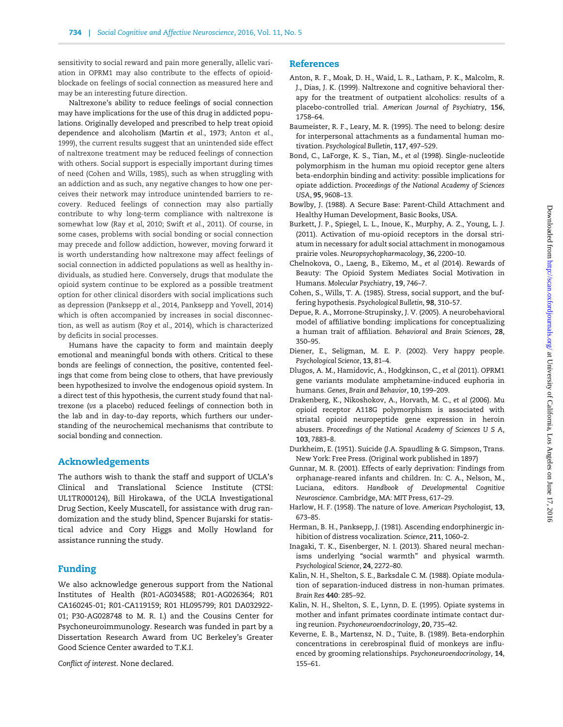sensitivity to social reward and pain more generally, allelic variation in OPRM1 may also contribute to the effects of opioid-blockade on feelings of social connection as measured here and may be an interesting future direction.

Naltrexone's ability to reduce feelings of social connection may have implications for the use of this drug in addicted populations. Originally developed and prescribed to help treat opioid dependence and alcoholism (Martin *et al.*, 1973; Anton *et al.*, 1999), the current results suggest that an unintended side effect of naltrexone treatment may be reduced feelings of connection with others. Social support is especially important during times of need (Cohen and Wills, 1985), such as when struggling with an addiction and as such, any negative changes to how one perceives their network may introduce unintended barriers to recovery. Reduced feelings of connection may also partially contribute to why long-term compliance with naltrexone is somewhat low (Ray *et al*, 2010; Swift *et al.*, 2011). Of course, in some cases, problems with social bonding or social connection may precede and follow addiction, however, moving forward it is worth understanding how naltrexone may affect feelings of social connection in addicted populations as well as healthy individuals, as studied here. Conversely, drugs that modulate the opioid system continue to be explored as a possible treatment option for other clinical disorders with social implications such as depression (Panksepp *et al.*, 2014, Panksepp and Yovell, 2014) which is often accompanied by increases in social disconnection, as well as autism (Roy *et al.*, 2014), which is characterized by deficits in social processes.

Humans have the capacity to form and maintain deeply emotional and meaningful bonds with others. Critical to these bonds are feelings of connection, the positive, contented feelings that come from being close to others, that have previously been hypothesized to involve the endogenous opioid system. In a direct test of this hypothesis, the current study found that naltrexone (*vs* a placebo) reduced feelings of connection both in the lab and in day-to-day reports, which furthers our understanding of the neurochemical mechanisms that contribute to social bonding and connection.

## Acknowledgements

The authors wish to thank the staff and support of UCLA's Clinical and Translational Science Institute (CTSI: UL1TR000124), Bill Hirokawa, of the UCLA Investigational Drug Section, Keely Muscatell, for assistance with drug randomization and the study blind, Spencer Bujarski for statistical advice and Cory Higgs and Molly Howland for assistance running the study.

## Funding

We also acknowledge generous support from the National Institutes of Health (R01-AG034588; R01-AG026364; R01 CA160245-01; R01-CA119159; R01 HL095799; R01 DA032922-01; P30-AG028748 to M. R. I.) and the Cousins Center for Psychoneuroimmunology. Research was funded in part by a Dissertation Research Award from UC Berkeley's Greater Good Science Center awarded to T.K.I.

*Conflict of interest*. None declared.

## References

Anton, R. F., Moak, D. H., Waid, L. R., Latham, P. K., Malcolm, R. J., Dias, J. K. (1999). Naltrexone and cognitive behavioral therapy for the treatment of outpatient alcoholics: results of a placebo-controlled trial. *American Journal of Psychiatry*, **156**, 1758–64.

Baumeister, R. F., Leary, M. R. (1995). The need to belong: desire for interpersonal attachments as a fundamental human motivation. *Psychological Bulletin*, **117**, 497–529.

Bond, C., LaForge, K. S., Tian, M., *et al* (1998). Single-nucleotide polymorphism in the human mu opioid receptor gene alters beta-endorphin binding and activity: possible implications for opiate addiction. *Proceedings of the National Academy of Sciences USA*, **95**, 9608–13.

Bowlby, J. (1988). A Secure Base: Parent-Child Attachment and Healthy Human Development, Basic Books, USA.

Burkett, J. P., Spiegel, L. L., Inoue, K., Murphy, A. Z., Young, L. J. (2011). Activation of mu-opioid receptors in the dorsal striatum in necessary for adult social attachment in monogamous prairie voles. *Neuropsychopharmacology*, **36**, 2200–10.

Chelnokova, O., Laeng, B., Eikemo, M., *et al* (2014). Rewards of Beauty: The Opioid System Mediates Social Motivation in Humans. *Molecular Psychiatry*, **19**, 746–7.

Cohen, S., Wills, T. A. (1985). Stress, social support, and the buffering hypothesis. *Psychological Bulletin*, **98**, 310–57.

Depue, R. A., Morrone-Strupinsky, J. V. (2005). A neurobehavioral model of affiliative bonding: implications for conceptualizing a human trait of affiliation. *Behavioral and Brain Sciences*, **28**, 350–95.

Diener, E., Seligman, M. E. P. (2002). Very happy people. *Psychological Science*, **13**, 81–4.

Dlugos, A. M., Hamidovic, A., Hodgkinson, C., *et al* (2011). OPRM1 gene variants modulate amphetamine-induced euphoria in humans. *Genes, Brain and Behavior*, **10**, 199–209.

Drakenberg, K., Nikoshokov, A., Horvath, M. C., *et al* (2006). Mu opioid receptor A118G polymorphism is associated with striatal opioid neuropeptide gene expression in heroin abusers. *Proceedings of the National Academy of Sciences U S A*, **103**, 7883–8.

Durkheim, E. (1951). Suicide (J.A. Spaudling & G. Simpson, Trans. New York: Free Press. (Original work published in 1897)

Gunnar, M. R. (2001). Effects of early deprivation: Findings from orphanage-reared infants and children. In: C. A., Nelson, M., Luciana, editors. *Handbook of Developmental Cognitive Neuroscience*. Cambridge, MA: MIT Press, 617–29.

Harlow, H. F. (1958). The nature of love. *American Psychologist*, **13**, 673–85.

Herman, B. H., Panksepp, J. (1981). Ascending endorphinergic inhibition of distress vocalization. *Science*, **211**, 1060–2.

Inagaki, T. K., Eisenberger, N. I. (2013). Shared neural mechanisms underlying "social warmth" and physical warmth. *Psychological Science*, **24**, 2272–80.

Kalin, N. H., Shelton, S. E., Barksdale C. M. (1988). Opiate modulation of separation-induced distress in non-human primates. *Brain Res* **440**: 285–92.

Kalin, N. H., Shelton, S. E., Lynn, D. E. (1995). Opiate systems in mother and infant primates coordinate intimate contact during reunion. *Psychoneuroendocrinology*, **20**, 735–42.

Keverne, E. B., Martensz, N. D., Tuite, B. (1989). Beta-endorphin concentrations in cerebrospinal fluid of monkeys are influenced by grooming relationships. *Psychoneuroendocrinology*, **14**, 155–61.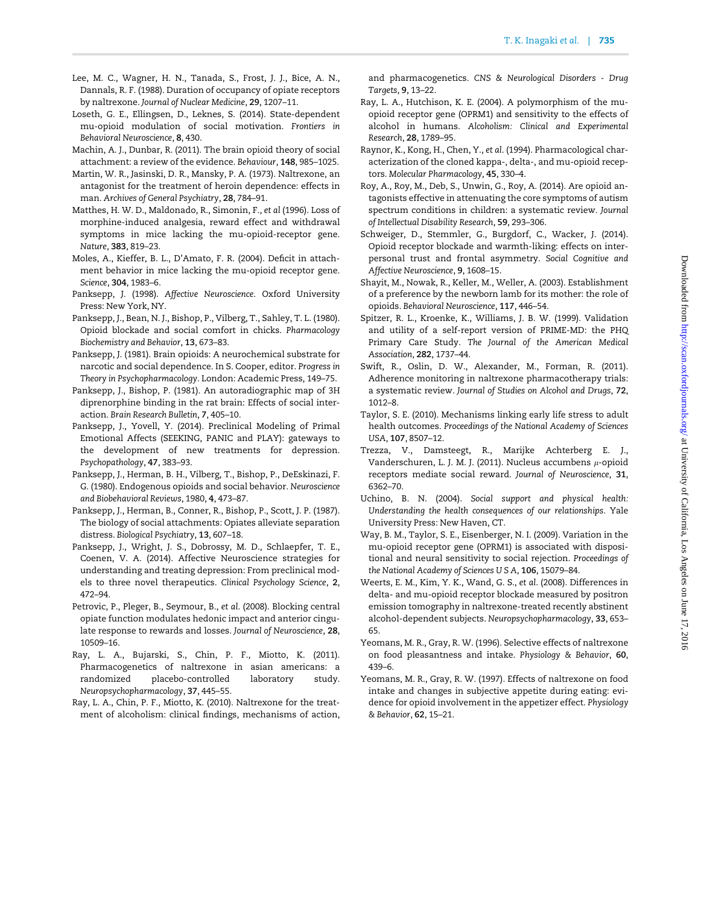Lee, M. C., Wagner, H. N., Tanada, S., Frost, J. J., Bice, A. N., Dannals, R. F. (1988). Duration of occupancy of opiate receptors by naltrexone. *Journal of Nuclear Medicine*, **29**, 1207–11.

Loseth, G. E., Ellingsen, D., Leknes, S. (2014). State-dependent mu-opioid modulation of social motivation. *Frontiers in Behavioral Neuroscience*, **8**, 430.

Machin, A. J., Dunbar, R. (2011). The brain opioid theory of social attachment: a review of the evidence. *Behaviour*, **148**, 985–1025.

Martin, W. R., Jasinski, D. R., Mansky, P. A. (1973). Naltrexone, an antagonist for the treatment of heroin dependence: effects in man. *Archives of General Psychiatry*, **28**, 784–91.

Matthes, H. W. D., Maldonado, R., Simonin, F., *et al* (1996). Loss of morphine-induced analgesia, reward effect and withdrawal symptoms in mice lacking the mu-opioid-receptor gene. *Nature*, **383**, 819–23.

Moles, A., Kieffer, B. L., D'Amato, F. R. (2004). Deficit in attachment behavior in mice lacking the mu-opioid receptor gene. *Science*, **304**, 1983–6.

Panksepp, J. (1998). *Affective Neuroscience*. Oxford University Press: New York, NY.

Panksepp, J., Bean, N. J., Bishop, P., Vilberg, T., Sahley, T. L. (1980). Opioid blockade and social comfort in chicks. *Pharmacology Biochemistry and Behavior*, **13**, 673–83.

Panksepp, J. (1981). Brain opioids: A neurochemical substrate for narcotic and social dependence. In S. Cooper, editor. *Progress in Theory in Psychopharmacology*. London: Academic Press, 149–75.

Panksepp, J., Bishop, P. (1981). An autoradiographic map of 3H diprenorphine binding in the rat brain: Effects of social interaction. *Brain Research Bulletin*, **7**, 405–10.

Panksepp, J., Yovell, Y. (2014). Preclinical Modeling of Primal Emotional Affects (SEEKING, PANIC and PLAY): gateways to the development of new treatments for depression. *Psychopathology*, **47**, 383–93.

Panksepp, J., Herman, B. H., Vilberg, T., Bishop, P., DeEskinazi, F. G. (1980). Endogenous opioids and social behavior. *Neuroscience and Biobehavioral Reviews*, 1980, **4**, 473–87.

Panksepp, J., Herman, B., Conner, R., Bishop, P., Scott, J. P. (1987). The biology of social attachments: Opiates alleviate separation distress. *Biological Psychiatry*, **13**, 607–18.

Panksepp, J., Wright, J. S., Dobrossy, M. D., Schlaepfer, T. E., Coenen, V. A. (2014). Affective Neuroscience strategies for understanding and treating depression: From preclinical models to three novel therapeutics. *Clinical Psychology Science*, **2**, 472–94.

Petrovic, P., Pleger, B., Seymour, B., *et al.* (2008). Blocking central opiate function modulates hedonic impact and anterior cingulate response to rewards and losses. *Journal of Neuroscience*, **28**, 10509–16.

Ray, L. A., Bujarski, S., Chin, P. F., Miotto, K. (2011). Pharmacogenetics of naltrexone in asian americans: a randomized placebo-controlled laboratory study. *Neuropsychopharmacology*, **37**, 445–55.

Ray, L. A., Chin, P. F., Miotto, K. (2010). Naltrexone for the treatment of alcoholism: clinical findings, mechanisms of action, and pharmacogenetics. *CNS & Neurological Disorders - Drug Targets*, **9**, 13–22.

Ray, L. A., Hutchison, K. E. (2004). A polymorphism of the mu-opioid receptor gene (OPRM1) and sensitivity to the effects of alcohol in humans. *Alcoholism: Clinical and Experimental Research*, **28**, 1789–95.

Raynor, K., Kong, H., Chen, Y., *et al.* (1994). Pharmacological characterization of the cloned kappa-, delta-, and mu-opioid receptors. *Molecular Pharmacology*, **45**, 330–4.

Roy, A., Roy, M., Deb, S., Unwin, G., Roy, A. (2014). Are opioid antagonists effective in attenuating the core symptoms of autism spectrum conditions in children: a systematic review. *Journal of Intellectual Disability Research*, **59**, 293–306.

Schweiger, D., Stemmler, G., Burgdorf, C., Wacker, J. (2014). Opioid receptor blockade and warmth-liking: effects on interpersonal trust and frontal asymmetry. *Social Cognitive and Affective Neuroscience*, **9**, 1608–15.

Shayit, M., Nowak, R., Keller, M., Weller, A. (2003). Establishment of a preference by the newborn lamb for its mother: the role of opioids. *Behavioral Neuroscience*, **117**, 446–54.

Spitzer, R. L., Kroenke, K., Williams, J. B. W. (1999). Validation and utility of a self-report version of PRIME-MD: the PHQ Primary Care Study. *The Journal of the American Medical Association*, **282**, 1737–44.

Swift, R., Oslin, D. W., Alexander, M., Forman, R. (2011). Adherence monitoring in naltrexone pharmacotherapy trials: a systematic review. *Journal of Studies on Alcohol and Drugs*, **72**, 1012–8.

Taylor, S. E. (2010). Mechanisms linking early life stress to adult health outcomes. *Proceedings of the National Academy of Sciences USA*, **107**, 8507–12.

Trezza, V., Damsteegt, R., Marijke Achterberg E. J., Vanderschuren, L. J. M. J. (2011). Nucleus accumbens $\mu$-opioid receptors mediate social reward. *Journal of Neuroscience*, **31**, 6362–70.

Uchino, B. N. (2004). *Social support and physical health: Understanding the health consequences of our relationships*. Yale University Press: New Haven, CT.

Way, B. M., Taylor, S. E., Eisenberger, N. I. (2009). Variation in the mu-opioid receptor gene (OPRM1) is associated with dispositional and neural sensitivity to social rejection. *Proceedings of the National Academy of Sciences U S A*, **106**, 15079–84.

Weerts, E. M., Kim, Y. K., Wand, G. S., *et al.* (2008). Differences in delta- and mu-opioid receptor blockade measured by positron emission tomography in naltrexone-treated recently abstinent alcohol-dependent subjects. *Neuropsychopharmacology*, **33**, 653–65.

Yeomans, M. R., Gray, R. W. (1996). Selective effects of naltrexone on food pleasantness and intake. *Physiology & Behavior*, **60**, 439–6.

Yeomans, M. R., Gray, R. W. (1997). Effects of naltrexone on food intake and changes in subjective appetite during eating: evidence for opioid involvement in the appetizer effect. *Physiology & Behavior*, **62**, 15–21.